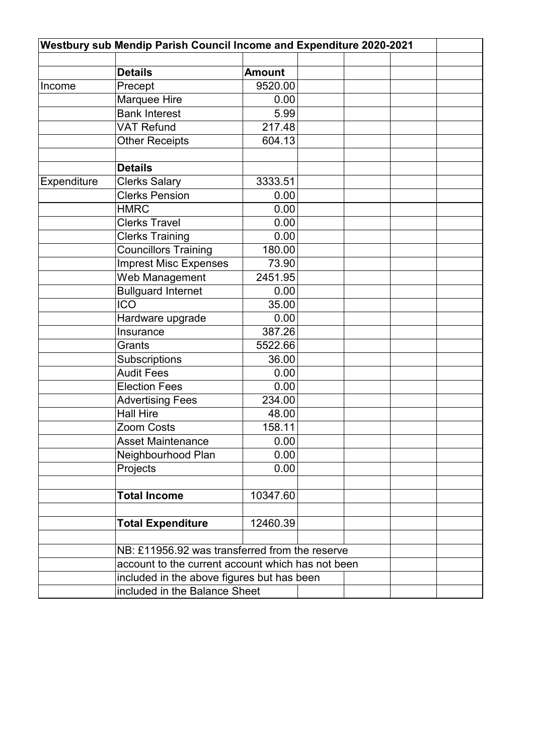## Westbury sub Mendip Parish Council Income and Expenditure 2020-2021

| | Details | Amount |
|---|---|---|
| Income | Precept | 9520.00 |
| | Marquee Hire | 0.00 |
| | Bank Interest | 5.99 |
| | VAT Refund | 217.48 |
| | Other Receipts | 604.13 |
| | | |
| | **Details** | |
| Expenditure | Clerks Salary | 3333.51 |
| | Clerks Pension | 0.00 |
| | HMRC | 0.00 |
| | Clerks Travel | 0.00 |
| | Clerks Training | 0.00 |
| | Councillors Training | 180.00 |
| | Imprest Misc Expenses | 73.90 |
| | Web Management | 2451.95 |
| | Bullguard Internet | 0.00 |
| | ICO | 35.00 |
| | Hardware upgrade | 0.00 |
| | Insurance | 387.26 |
| | Grants | 5522.66 |
| | Subscriptions | 36.00 |
| | Audit Fees | 0.00 |
| | Election Fees | 0.00 |
| | Advertising Fees | 234.00 |
| | Hall Hire | 48.00 |
| | Zoom Costs | 158.11 |
| | Asset Maintenance | 0.00 |
| | Neighbourhood Plan | 0.00 |
| | Projects | 0.00 |
| | | |
| | **Total Income** | 10347.60 |
| | | |
| | **Total Expenditure** | 12460.39 |

NB: £11956.92 was transferred from the reserve account to the current account which has not been included in the above figures but has been included in the Balance Sheet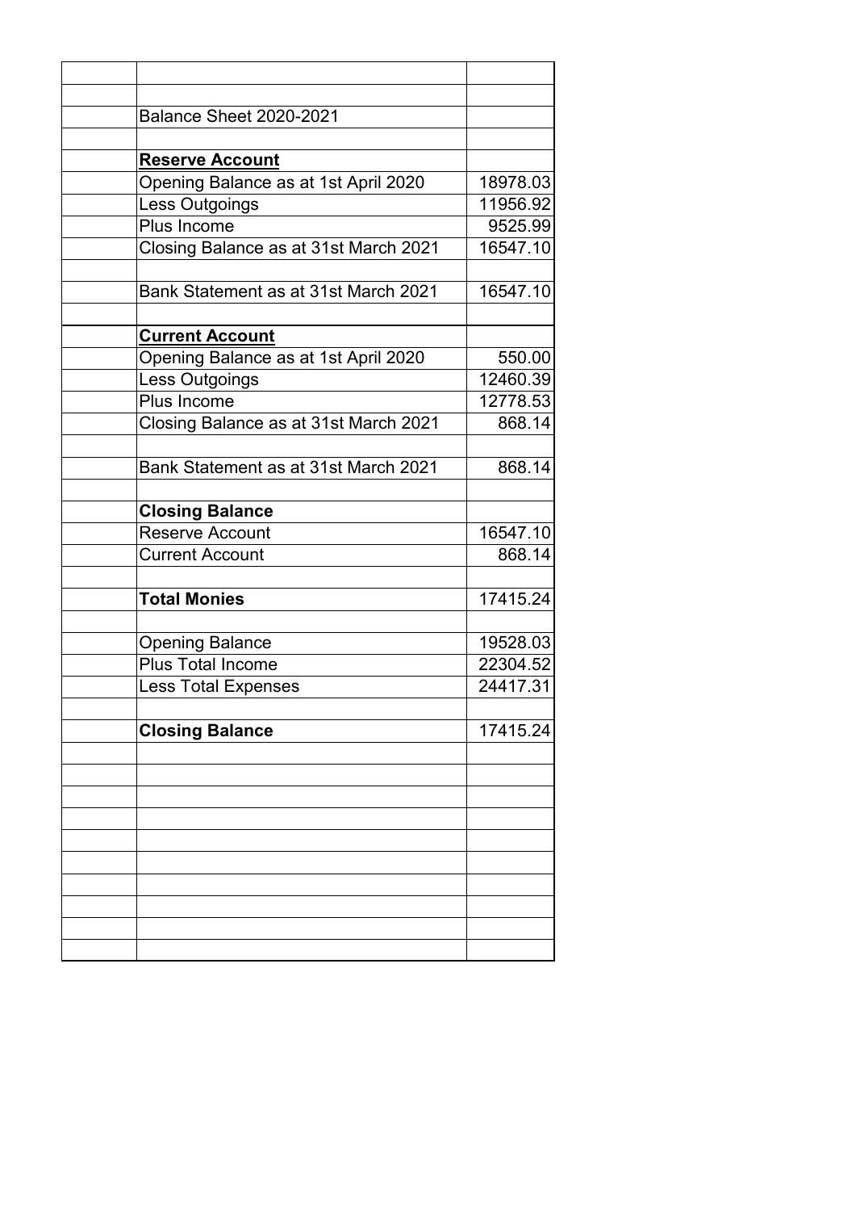| | | |
|---|---|---|
| | | |
| | | |
| | Balance Sheet 2020-2021 | |
| | | |
| | **Reserve Account** | |
| | Opening Balance as at 1st April 2020 | 18978.03 |
| | Less Outgoings | 11956.92 |
| | Plus Income | 9525.99 |
| | Closing Balance as at 31st March 2021 | 16547.10 |
| | | |
| | Bank Statement as at 31st March 2021 | 16547.10 |
| | | |
| | **Current Account** | |
| | Opening Balance as at 1st April 2020 | 550.00 |
| | Less Outgoings | 12460.39 |
| | Plus Income | 12778.53 |
| | Closing Balance as at 31st March 2021 | 868.14 |
| | | |
| | Bank Statement as at 31st March 2021 | 868.14 |
| | | |
| | **Closing Balance** | |
| | Reserve Account | 16547.10 |
| | Current Account | 868.14 |
| | | |
| | **Total Monies** | 17415.24 |
| | | |
| | Opening Balance | 19528.03 |
| | Plus Total Income | 22304.52 |
| | Less Total Expenses | 24417.31 |
| | | |
| | **Closing Balance** | 17415.24 |